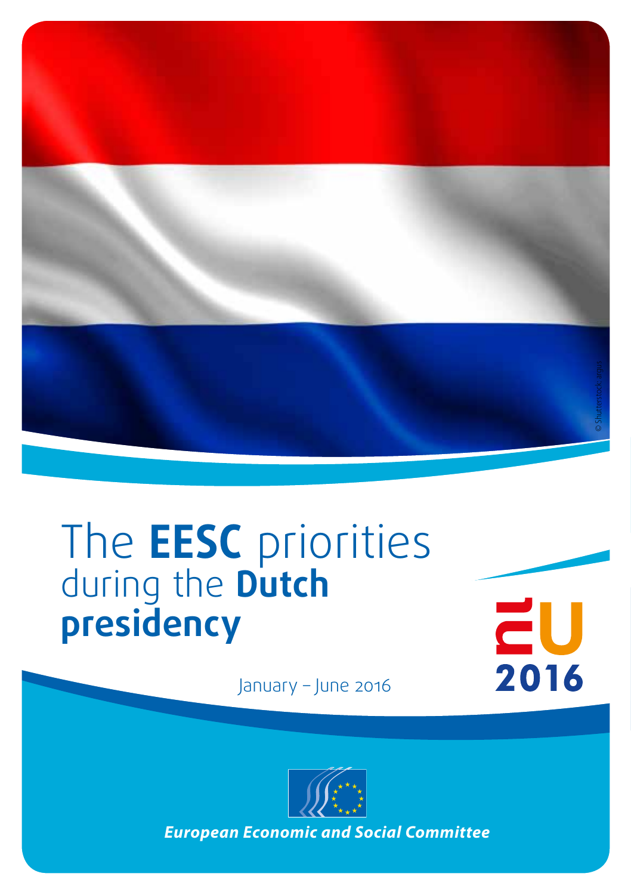# The **EESC** priorities during the **Dutch presidency**

January – June 2016

nl EU 2016

© Shutterstock.argus

***European Economic and Social Committee***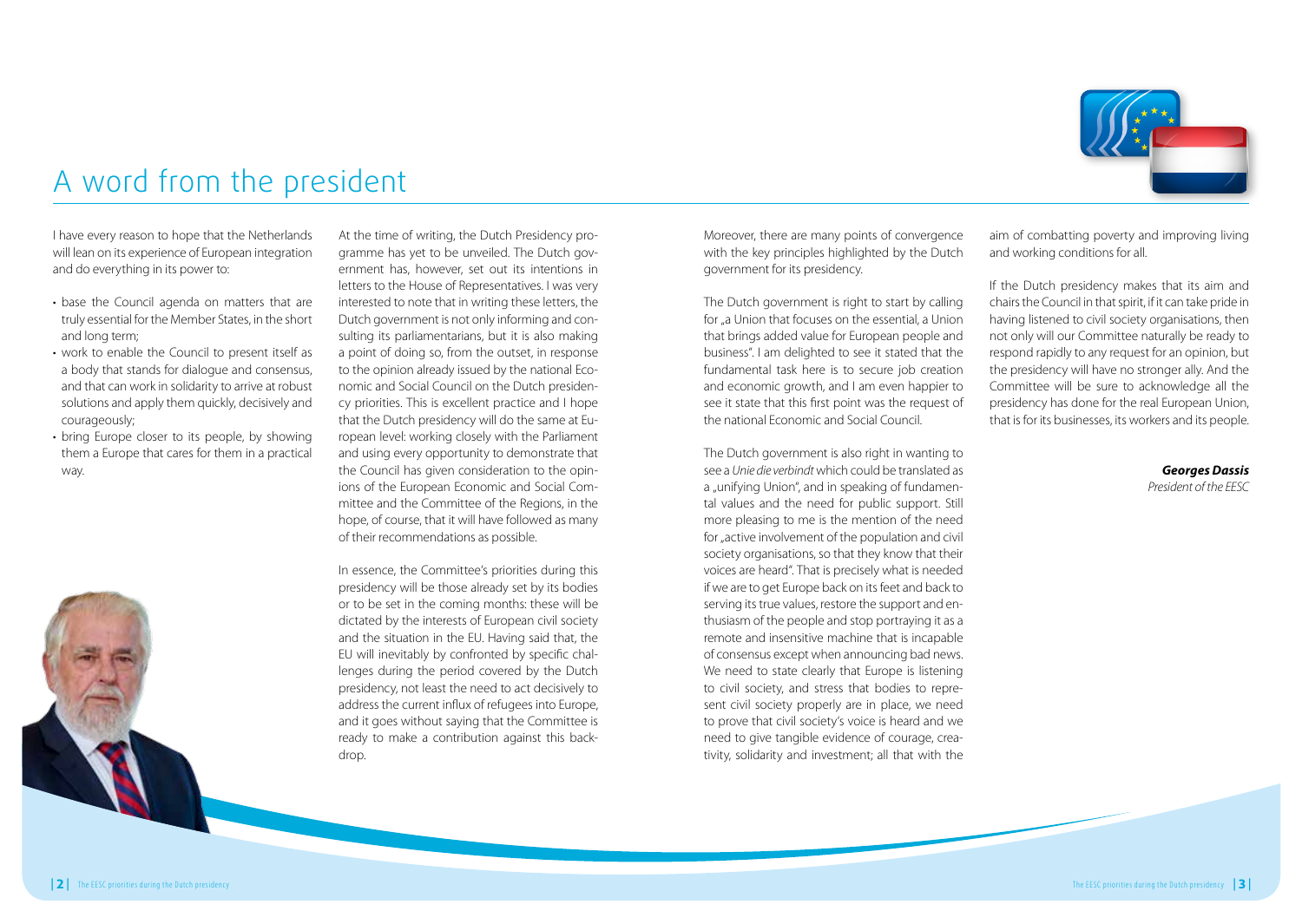# A word from the president

I have every reason to hope that the Netherlands will lean on its experience of European integration and do everything in its power to:

- base the Council agenda on matters that are truly essential for the Member States, in the short and long term;
- work to enable the Council to present itself as a body that stands for dialogue and consensus, and that can work in solidarity to arrive at robust solutions and apply them quickly, decisively and courageously;
- bring Europe closer to its people, by showing them a Europe that cares for them in a practical way.

At the time of writing, the Dutch Presidency programme has yet to be unveiled. The Dutch government has, however, set out its intentions in letters to the House of Representatives. I was very interested to note that in writing these letters, the Dutch government is not only informing and consulting its parliamentarians, but it is also making a point of doing so, from the outset, in response to the opinion already issued by the national Economic and Social Council on the Dutch presidency priorities. This is excellent practice and I hope that the Dutch presidency will do the same at European level: working closely with the Parliament and using every opportunity to demonstrate that the Council has given consideration to the opinions of the European Economic and Social Committee and the Committee of the Regions, in the hope, of course, that it will have followed as many of their recommendations as possible.

In essence, the Committee's priorities during this presidency will be those already set by its bodies or to be set in the coming months: these will be dictated by the interests of European civil society and the situation in the EU. Having said that, the EU will inevitably by confronted by specific challenges during the period covered by the Dutch presidency, not least the need to act decisively to address the current influx of refugees into Europe, and it goes without saying that the Committee is ready to make a contribution against this backdrop.

Moreover, there are many points of convergence with the key principles highlighted by the Dutch government for its presidency.

The Dutch government is right to start by calling for „a Union that focuses on the essential, a Union that brings added value for European people and business". I am delighted to see it stated that the fundamental task here is to secure job creation and economic growth, and I am even happier to see it state that this first point was the request of the national Economic and Social Council.

The Dutch government is also right in wanting to see a *Unie die verbindt* which could be translated as a „unifying Union", and in speaking of fundamental values and the need for public support. Still more pleasing to me is the mention of the need for „active involvement of the population and civil society organisations, so that they know that their voices are heard". That is precisely what is needed if we are to get Europe back on its feet and back to serving its true values, restore the support and enthusiasm of the people and stop portraying it as a remote and insensitive machine that is incapable of consensus except when announcing bad news. We need to state clearly that Europe is listening to civil society, and stress that bodies to represent civil society properly are in place, we need to prove that civil society's voice is heard and we need to give tangible evidence of courage, creativity, solidarity and investment; all that with the aim of combatting poverty and improving living and working conditions for all.

If the Dutch presidency makes that its aim and chairs the Council in that spirit, if it can take pride in having listened to civil society organisations, then not only will our Committee naturally be ready to respond rapidly to any request for an opinion, but the presidency will have no stronger ally. And the Committee will be sure to acknowledge all the presidency has done for the real European Union, that is for its businesses, its workers and its people.

***Georges Dassis***
*President of the EESC*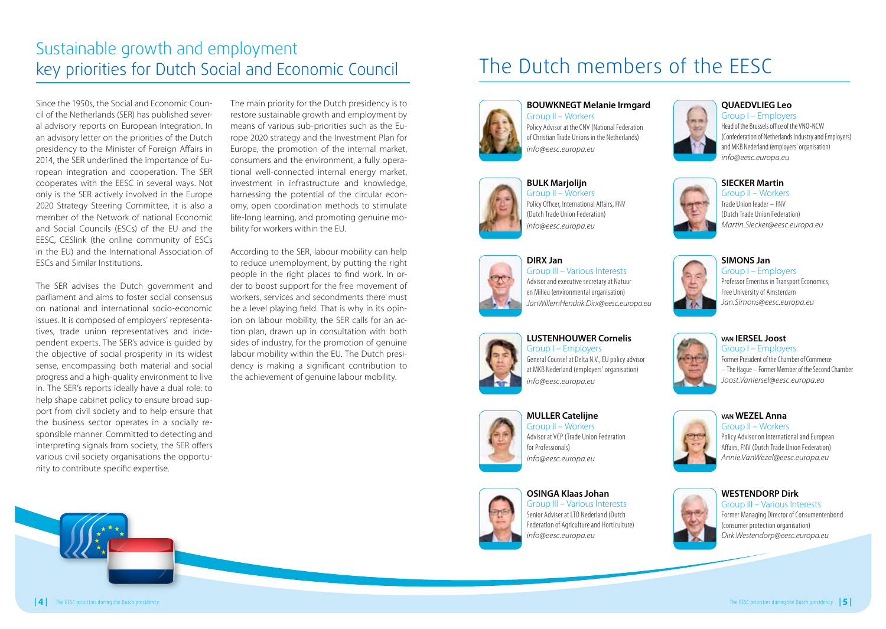## Sustainable growth and employment key priorities for Dutch Social and Economic Council

Since the 1950s, the Social and Economic Council of the Netherlands (SER) has published several advisory reports on European Integration. In an advisory letter on the priorities of the Dutch presidency to the Minister of Foreign Affairs in 2014, the SER underlined the importance of European integration and cooperation. The SER cooperates with the EESC in several ways. Not only is the SER actively involved in the Europe 2020 Strategy Steering Committee, it is also a member of the Network of national Economic and Social Councils (ESCs) of the EU and the EESC, CESlink (the online community of ESCs in the EU) and the International Association of ESCs and Similar Institutions.

The SER advises the Dutch government and parliament and aims to foster social consensus on national and international socio-economic issues. It is composed of employers' representatives, trade union representatives and independent experts. The SER's advice is guided by the objective of social prosperity in its widest sense, encompassing both material and social progress and a high-quality environment to live in. The SER's reports ideally have a dual role: to help shape cabinet policy to ensure broad support from civil society and to help ensure that the business sector operates in a socially responsible manner. Committed to detecting and interpreting signals from society, the SER offers various civil society organisations the opportunity to contribute specific expertise.

The main priority for the Dutch presidency is to restore sustainable growth and employment by means of various sub-priorities such as the Europe 2020 strategy and the Investment Plan for Europe, the promotion of the internal market, consumers and the environment, a fully operational well-connected internal energy market, investment in infrastructure and knowledge, harnessing the potential of the circular economy, open coordination methods to stimulate life-long learning, and promoting genuine mobility for workers within the EU.

According to the SER, labour mobility can help to reduce unemployment, by putting the right people in the right places to find work. In order to boost support for the free movement of workers, services and secondments there must be a level playing field. That is why in its opinion on labour mobility, the SER calls for an action plan, drawn up in consultation with both sides of industry, for the promotion of genuine labour mobility within the EU. The Dutch presidency is making a significant contribution to the achievement of genuine labour mobility.

# The Dutch members of the EESC

**BOUWKNEGT Melanie Irmgard**
Group II – Workers
Policy Advisor at the CNV (National Federation of Christian Trade Unions in the Netherlands)
*info@eesc.europa.eu*

**BULK Marjolijn**
Group II – Workers
Policy Officer, International Affairs, FNV (Dutch Trade Union Federation)
*info@eesc.europa.eu*

**DIRX Jan**
Group III – Various Interests
Advisor and executive secretary at Natuur en Milieu (environmental organisation)
*JanWillemHendrik.Dirx@eesc.europa.eu*

**LUSTENHOUWER Cornelis**
Group I – Employers
General Counsel at Delta N.V., EU policy advisor at MKB Nederland (employers' organisation)
*info@eesc.europa.eu*

**MULLER Catelijne**
Group II – Workers
Advisor at VCP (Trade Union Federation for Professionals)
*info@eesc.europa.eu*

**OSINGA Klaas Johan**
Group III – Various Interests
Senior Adviser at LTO Nederland (Dutch Federation of Agriculture and Horticulture)
*info@eesc.europa.eu*

**QUAEDVLIEG Leo**
Group I – Employers
Head of the Brussels office of the VNO-NCW (Confederation of Netherlands Industry and Employers) and MKB Nederland (employers' organisation)
*info@eesc.europa.eu*

**SIECKER Martin**
Group II – Workers
Trade Union leader – FNV (Dutch Trade Union Federation)
*Martin.Siecker@eesc.europa.eu*

**SIMONS Jan**
Group I – Employers
Professor Emeritus in Transport Economics, Free University of Amsterdam
*Jan.Simons@eesc.europa.eu*

**VAN IERSEL Joost**
Group I – Employers
Former President of the Chamber of Commerce – The Hague – Former Member of the Second Chamber
*Joost.VanIersel@eesc.europa.eu*

**VAN WEZEL Anna**
Group II – Workers
Policy Advisor on International and European Affairs, FNV (Dutch Trade Union Federation)
*Annie.VanWezel@eesc.europa.eu*

**WESTENDORP Dirk**
Group III – Various Interests
Former Managing Director of Consumentenbond (consumer protection organisation)
*Dirk.Westendorp@eesc.europa.eu*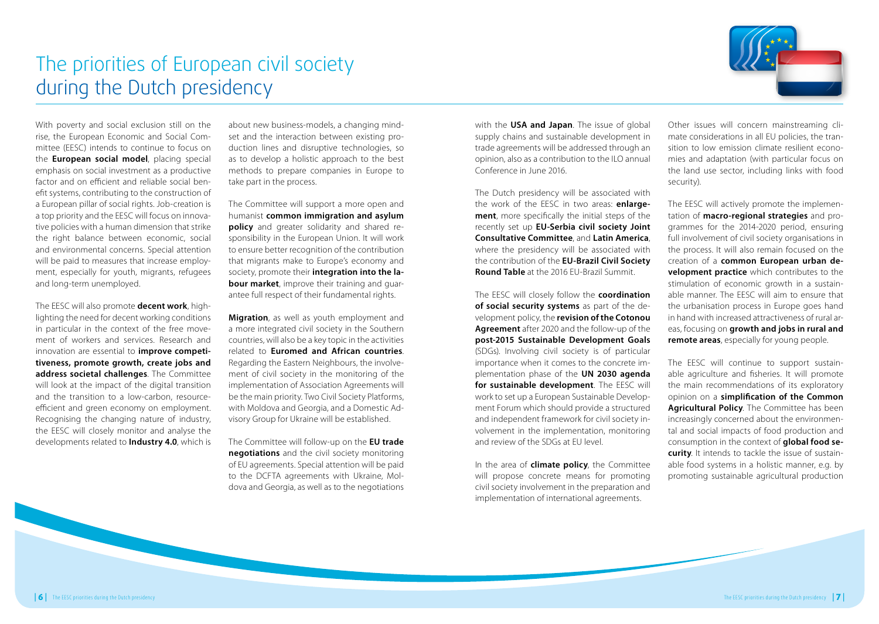# The priorities of European civil society during the Dutch presidency

With poverty and social exclusion still on the rise, the European Economic and Social Committee (EESC) intends to continue to focus on the **European social model**, placing special emphasis on social investment as a productive factor and on efficient and reliable social benefit systems, contributing to the construction of a European pillar of social rights. Job-creation is a top priority and the EESC will focus on innovative policies with a human dimension that strike the right balance between economic, social and environmental concerns. Special attention will be paid to measures that increase employment, especially for youth, migrants, refugees and long-term unemployed.

The EESC will also promote **decent work**, highlighting the need for decent working conditions in particular in the context of the free movement of workers and services. Research and innovation are essential to **improve competitiveness, promote growth, create jobs and address societal challenges**. The Committee will look at the impact of the digital transition and the transition to a low-carbon, resource-efficient and green economy on employment. Recognising the changing nature of industry, the EESC will closely monitor and analyse the developments related to **Industry 4.0**, which is about new business-models, a changing mindset and the interaction between existing production lines and disruptive technologies, so as to develop a holistic approach to the best methods to prepare companies in Europe to take part in the process.

The Committee will support a more open and humanist **common immigration and asylum policy** and greater solidarity and shared responsibility in the European Union. It will work to ensure better recognition of the contribution that migrants make to Europe's economy and society, promote their **integration into the labour market**, improve their training and guarantee full respect of their fundamental rights.

**Migration**, as well as youth employment and a more integrated civil society in the Southern countries, will also be a key topic in the activities related to **Euromed and African countries**. Regarding the Eastern Neighbours, the involvement of civil society in the monitoring of the implementation of Association Agreements will be the main priority. Two Civil Society Platforms, with Moldova and Georgia, and a Domestic Advisory Group for Ukraine will be established.

The Committee will follow-up on the **EU trade negotiations** and the civil society monitoring of EU agreements. Special attention will be paid to the DCFTA agreements with Ukraine, Moldova and Georgia, as well as to the negotiations with the **USA and Japan**. The issue of global supply chains and sustainable development in trade agreements will be addressed through an opinion, also as a contribution to the ILO annual Conference in June 2016.

The Dutch presidency will be associated with the work of the EESC in two areas: **enlargement**, more specifically the initial steps of the recently set up **EU-Serbia civil society Joint Consultative Committee**, and **Latin America**, where the presidency will be associated with the contribution of the **EU-Brazil Civil Society Round Table** at the 2016 EU-Brazil Summit.

The EESC will closely follow the **coordination of social security systems** as part of the development policy, the **revision of the Cotonou Agreement** after 2020 and the follow-up of the **post-2015 Sustainable Development Goals** (SDGs). Involving civil society is of particular importance when it comes to the concrete implementation phase of the **UN 2030 agenda for sustainable development**. The EESC will work to set up a European Sustainable Development Forum which should provide a structured and independent framework for civil society involvement in the implementation, monitoring and review of the SDGs at EU level.

In the area of **climate policy**, the Committee will propose concrete means for promoting civil society involvement in the preparation and implementation of international agreements.

Other issues will concern mainstreaming climate considerations in all EU policies, the transition to low emission climate resilient economies and adaptation (with particular focus on the land use sector, including links with food security).

The EESC will actively promote the implementation of **macro-regional strategies** and programmes for the 2014-2020 period, ensuring full involvement of civil society organisations in the process. It will also remain focused on the creation of a **common European urban development practice** which contributes to the stimulation of economic growth in a sustainable manner. The EESC will aim to ensure that the urbanisation process in Europe goes hand in hand with increased attractiveness of rural areas, focusing on **growth and jobs in rural and remote areas**, especially for young people.

The EESC will continue to support sustainable agriculture and fisheries. It will promote the main recommendations of its exploratory opinion on a **simplification of the Common Agricultural Policy**. The Committee has been increasingly concerned about the environmental and social impacts of food production and consumption in the context of **global food security**. It intends to tackle the issue of sustainable food systems in a holistic manner, e.g. by promoting sustainable agricultural production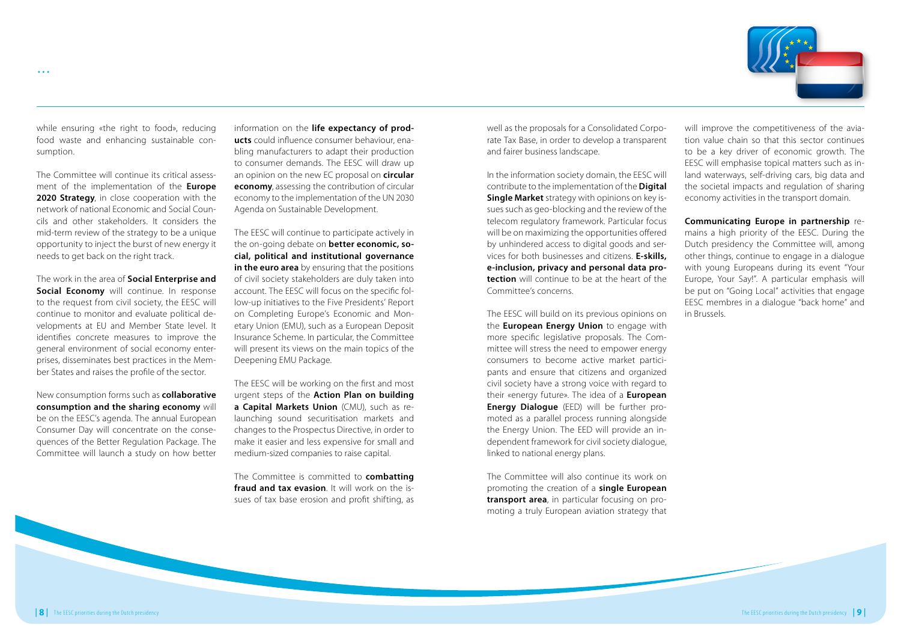while ensuring «the right to food», reducing food waste and enhancing sustainable consumption.

The Committee will continue its critical assessment of the implementation of the **Europe 2020 Strategy**, in close cooperation with the network of national Economic and Social Councils and other stakeholders. It considers the mid-term review of the strategy to be a unique opportunity to inject the burst of new energy it needs to get back on the right track.

The work in the area of **Social Enterprise and Social Economy** will continue. In response to the request from civil society, the EESC will continue to monitor and evaluate political developments at EU and Member State level. It identifies concrete measures to improve the general environment of social economy enterprises, disseminates best practices in the Member States and raises the profile of the sector.

New consumption forms such as **collaborative consumption and the sharing economy** will be on the EESC's agenda. The annual European Consumer Day will concentrate on the consequences of the Better Regulation Package. The Committee will launch a study on how better information on the **life expectancy of products** could influence consumer behaviour, enabling manufacturers to adapt their production to consumer demands. The EESC will draw up an opinion on the new EC proposal on **circular economy**, assessing the contribution of circular economy to the implementation of the UN 2030 Agenda on Sustainable Development.

The EESC will continue to participate actively in the on-going debate on **better economic, social, political and institutional governance in the euro area** by ensuring that the positions of civil society stakeholders are duly taken into account. The EESC will focus on the specific follow-up initiatives to the Five Presidents' Report on Completing Europe's Economic and Monetary Union (EMU), such as a European Deposit Insurance Scheme. In particular, the Committee will present its views on the main topics of the Deepening EMU Package.

The EESC will be working on the first and most urgent steps of the **Action Plan on building a Capital Markets Union** (CMU), such as relaunching sound securitisation markets and changes to the Prospectus Directive, in order to make it easier and less expensive for small and medium-sized companies to raise capital.

The Committee is committed to **combatting fraud and tax evasion**. It will work on the issues of tax base erosion and profit shifting, as well as the proposals for a Consolidated Corporate Tax Base, in order to develop a transparent and fairer business landscape.

In the information society domain, the EESC will contribute to the implementation of the **Digital Single Market** strategy with opinions on key issues such as geo-blocking and the review of the telecom regulatory framework. Particular focus will be on maximizing the opportunities offered by unhindered access to digital goods and services for both businesses and citizens. **E-skills, e-inclusion, privacy and personal data protection** will continue to be at the heart of the Committee's concerns.

The EESC will build on its previous opinions on the **European Energy Union** to engage with more specific legislative proposals. The Committee will stress the need to empower energy consumers to become active market participants and ensure that citizens and organized civil society have a strong voice with regard to their «energy future». The idea of a **European Energy Dialogue** (EED) will be further promoted as a parallel process running alongside the Energy Union. The EED will provide an independent framework for civil society dialogue, linked to national energy plans.

The Committee will also continue its work on promoting the creation of a **single European transport area**, in particular focusing on promoting a truly European aviation strategy that will improve the competitiveness of the aviation value chain so that this sector continues to be a key driver of economic growth. The EESC will emphasise topical matters such as inland waterways, self-driving cars, big data and the societal impacts and regulation of sharing economy activities in the transport domain.

**Communicating Europe in partnership** remains a high priority of the EESC. During the Dutch presidency the Committee will, among other things, continue to engage in a dialogue with young Europeans during its event "Your Europe, Your Say!". A particular emphasis will be put on "Going Local" activities that engage EESC membres in a dialogue "back home" and in Brussels.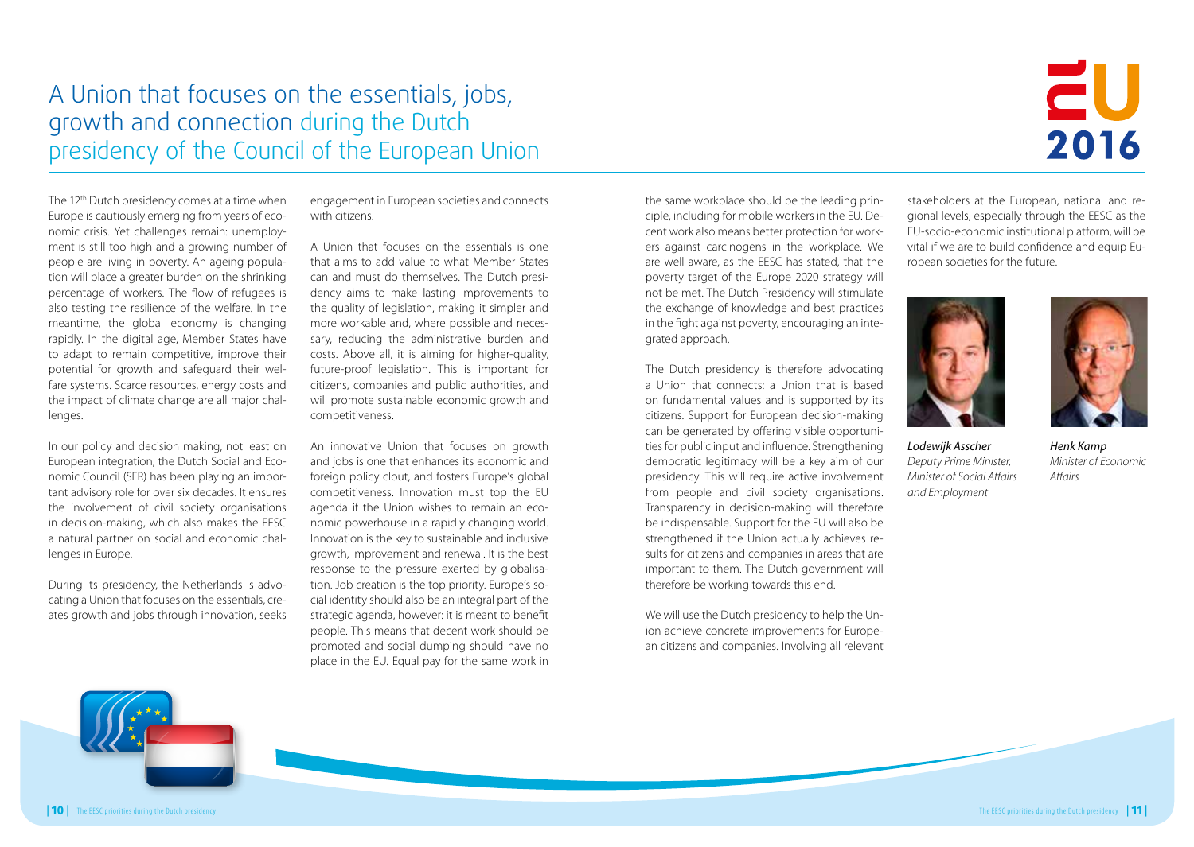# A Union that focuses on the essentials, jobs, growth and connection during the Dutch presidency of the Council of the European Union

The 12th Dutch presidency comes at a time when Europe is cautiously emerging from years of economic crisis. Yet challenges remain: unemployment is still too high and a growing number of people are living in poverty. An ageing population will place a greater burden on the shrinking percentage of workers. The flow of refugees is also testing the resilience of the welfare. In the meantime, the global economy is changing rapidly. In the digital age, Member States have to adapt to remain competitive, improve their potential for growth and safeguard their welfare systems. Scarce resources, energy costs and the impact of climate change are all major challenges.

In our policy and decision making, not least on European integration, the Dutch Social and Economic Council (SER) has been playing an important advisory role for over six decades. It ensures the involvement of civil society organisations in decision-making, which also makes the EESC a natural partner on social and economic challenges in Europe.

During its presidency, the Netherlands is advocating a Union that focuses on the essentials, creates growth and jobs through innovation, seeks engagement in European societies and connects with citizens.

A Union that focuses on the essentials is one that aims to add value to what Member States can and must do themselves. The Dutch presidency aims to make lasting improvements to the quality of legislation, making it simpler and more workable and, where possible and necessary, reducing the administrative burden and costs. Above all, it is aiming for higher-quality, future-proof legislation. This is important for citizens, companies and public authorities, and will promote sustainable economic growth and competitiveness.

An innovative Union that focuses on growth and jobs is one that enhances its economic and foreign policy clout, and fosters Europe's global competitiveness. Innovation must top the EU agenda if the Union wishes to remain an economic powerhouse in a rapidly changing world. Innovation is the key to sustainable and inclusive growth, improvement and renewal. It is the best response to the pressure exerted by globalisation. Job creation is the top priority. Europe's social identity should also be an integral part of the strategic agenda, however: it is meant to benefit people. This means that decent work should be promoted and social dumping should have no place in the EU. Equal pay for the same work in the same workplace should be the leading principle, including for mobile workers in the EU. Decent work also means better protection for workers against carcinogens in the workplace. We are well aware, as the EESC has stated, that the poverty target of the Europe 2020 strategy will not be met. The Dutch Presidency will stimulate the exchange of knowledge and best practices in the fight against poverty, encouraging an integrated approach.

The Dutch presidency is therefore advocating a Union that connects: a Union that is based on fundamental values and is supported by its citizens. Support for European decision-making can be generated by offering visible opportunities for public input and influence. Strengthening democratic legitimacy will be a key aim of our presidency. This will require active involvement from people and civil society organisations. Transparency in decision-making will therefore be indispensable. Support for the EU will also be strengthened if the Union actually achieves results for citizens and companies in areas that are important to them. The Dutch government will therefore be working towards this end.

We will use the Dutch presidency to help the Union achieve concrete improvements for European citizens and companies. Involving all relevant stakeholders at the European, national and regional levels, especially through the EESC as the EU-socio-economic institutional platform, will be vital if we are to build confidence and equip European societies for the future.

*Lodewijk Asscher*
*Deputy Prime Minister, Minister of Social Affairs and Employment*

*Henk Kamp*
*Minister of Economic Affairs*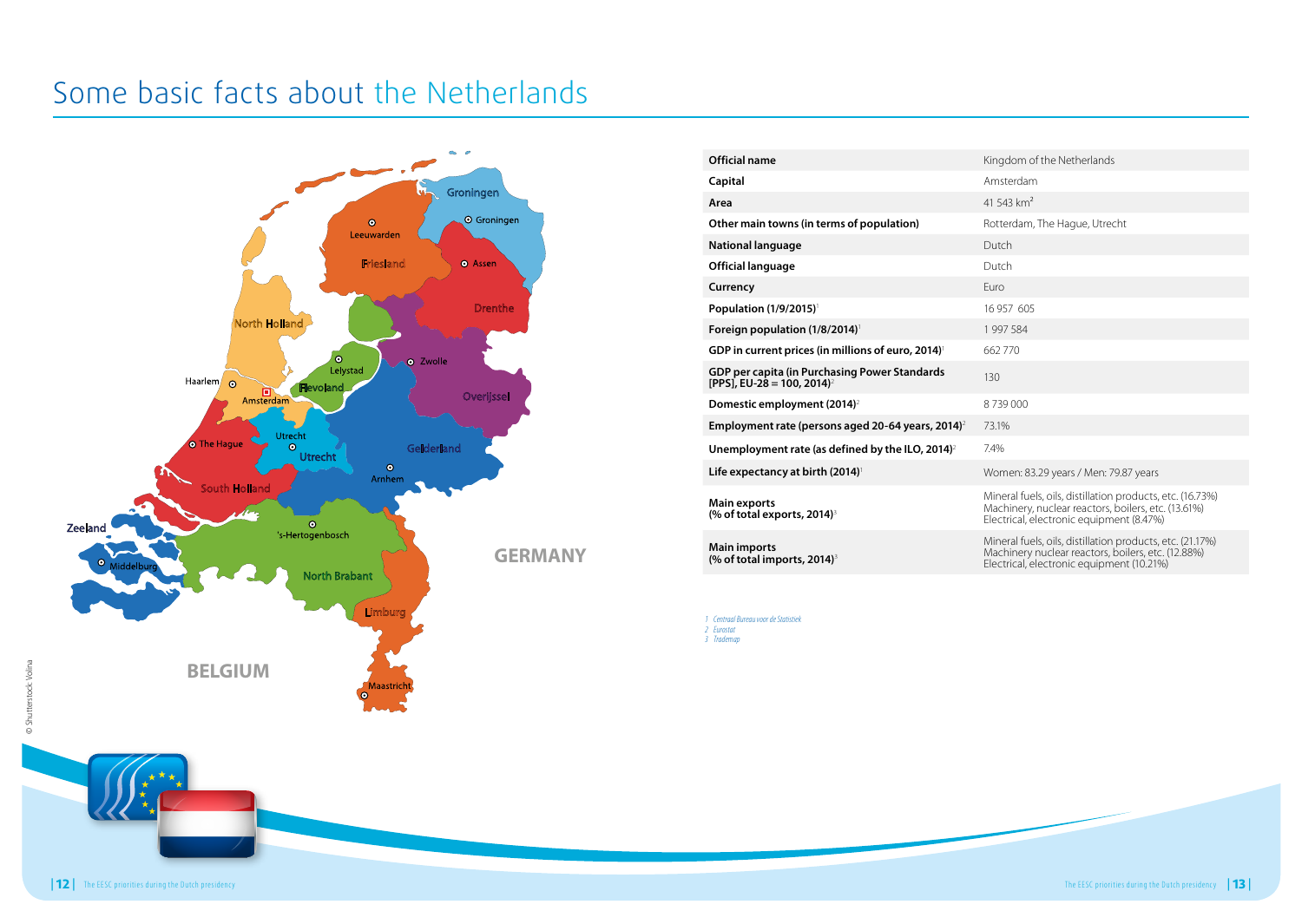# Some basic facts about the Netherlands

| | |
|---|---|
| **Official name** | Kingdom of the Netherlands |
| **Capital** | Amsterdam |
| **Area** | 41 543 km$^2$ |
| **Other main towns (in terms of population)** | Rotterdam, The Hague, Utrecht |
| **National language** | Dutch |
| **Official language** | Dutch |
| **Currency** | Euro |
| **Population (1/9/2015)**[1] | 16 957 605 |
| **Foreign population (1/8/2014)**[1] | 1 997 584 |
| **GDP in current prices (in millions of euro, 2014)**[1] | 662 770 |
| **GDP per capita (in Purchasing Power Standards [PPS], EU-28 = 100, 2014)**[2] | 130 |
| **Domestic employment (2014)**[2] | 8 739 000 |
| **Employment rate (persons aged 20-64 years, 2014)**[2] | 73.1% |
| **Unemployment rate (as defined by the ILO, 2014)**[2] | 7.4% |
| **Life expectancy at birth (2014)**[1] | Women: 83.29 years / Men: 79.87 years |
| **Main exports (% of total exports, 2014)**[3] | Mineral fuels, oils, distillation products, etc. (16.73%) Machinery, nuclear reactors, boilers, etc. (13.61%) Electrical, electronic equipment (8.47%) |
| **Main imports (% of total imports, 2014)**[3] | Mineral fuels, oils, distillation products, etc. (21.17%) Machinery nuclear reactors, boilers, etc. (12.88%) Electrical, electronic equipment (10.21%) |

*1 Centraal Bureau voor de Statistiek*
*2 Eurostat*
*3 Trademap*

© Shutterstock: Volina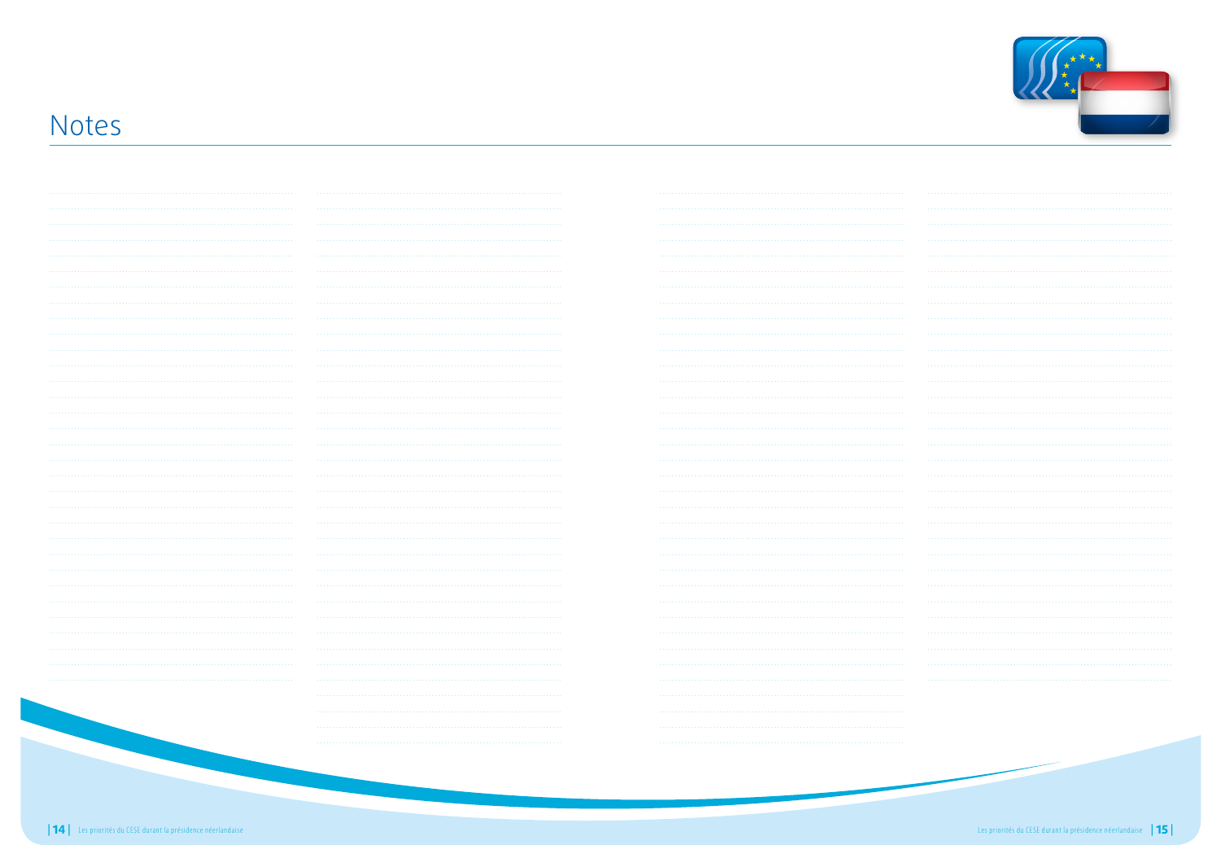# Notes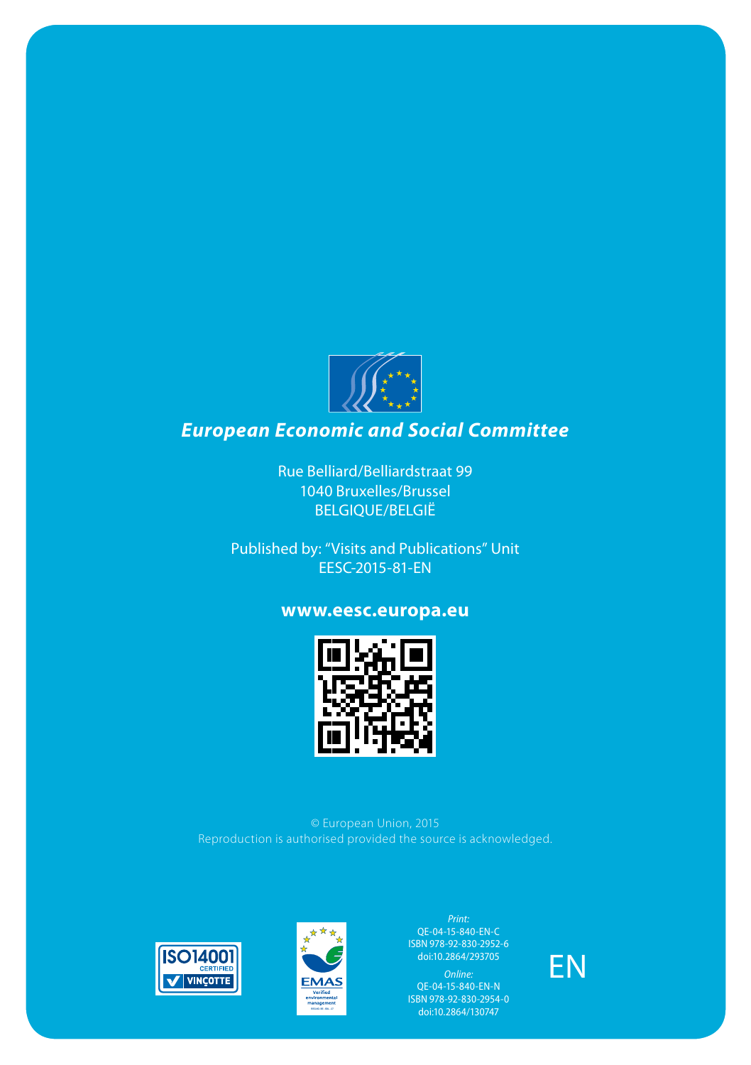***European Economic and Social Committee***

Rue Belliard/Belliardstraat 99
1040 Bruxelles/Brussel
BELGIQUE/BELGIË

Published by: "Visits and Publications" Unit
EESC-2015-81-EN

**www.eesc.europa.eu**

© European Union, 2015
Reproduction is authorised provided the source is acknowledged.

*Print:*
QE-04-15-840-EN-C
ISBN 978-92-830-2952-6
doi:10.2864/293705

*Online:*
QE-04-15-840-EN-N
ISBN 978-92-830-2954-0
doi:10.2864/130747

EN